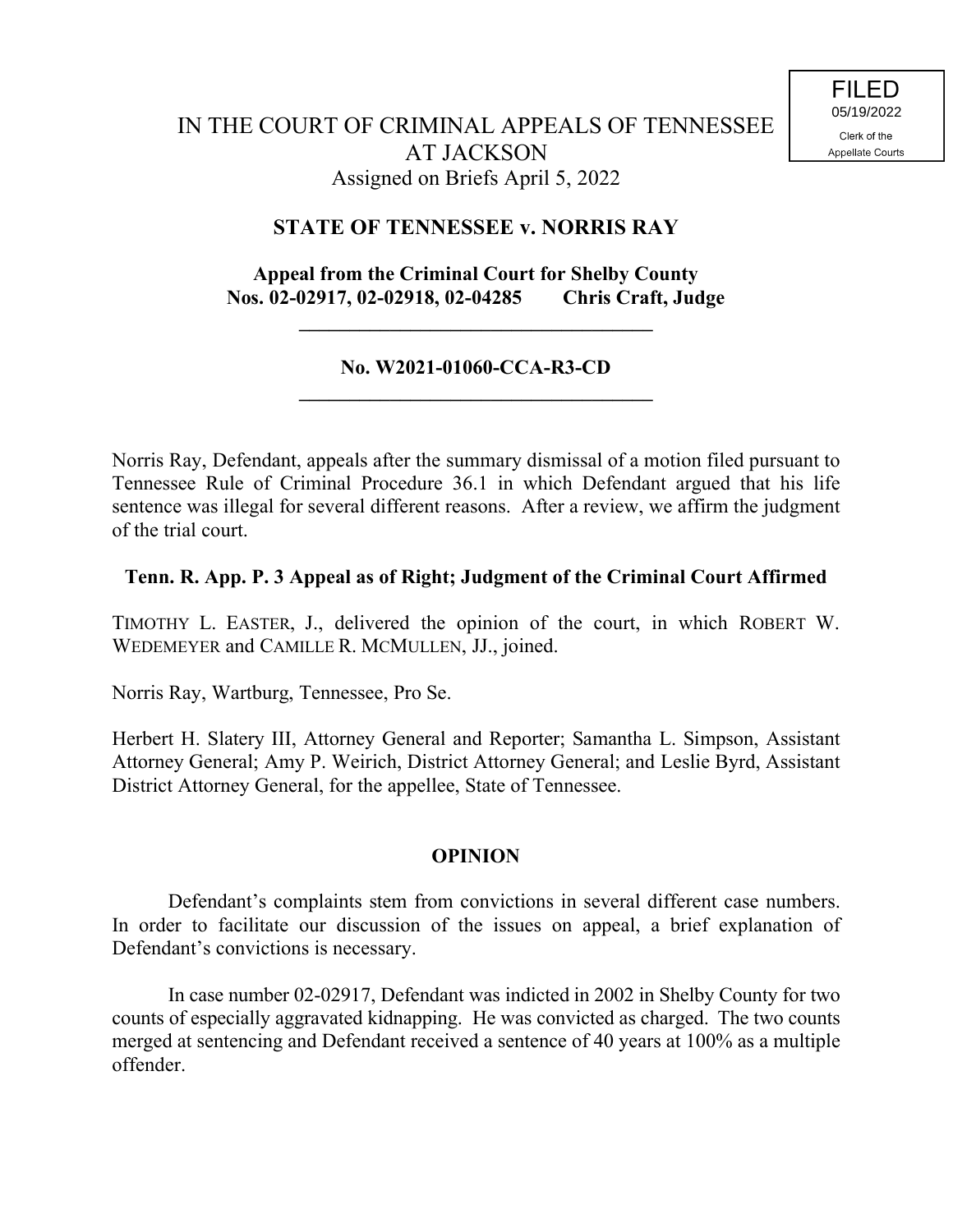FILED
05/19/2022
Clerk of the
Appellate Courts

IN THE COURT OF CRIMINAL APPEALS OF TENNESSEE
AT JACKSON
Assigned on Briefs April 5, 2022

**STATE OF TENNESSEE v. NORRIS RAY**

**Appeal from the Criminal Court for Shelby County**
**Nos. 02-02917, 02-02918, 02-04285 Chris Craft, Judge**

---

**No. W2021-01060-CCA-R3-CD**

---

Norris Ray, Defendant, appeals after the summary dismissal of a motion filed pursuant to Tennessee Rule of Criminal Procedure 36.1 in which Defendant argued that his life sentence was illegal for several different reasons. After a review, we affirm the judgment of the trial court.

**Tenn. R. App. P. 3 Appeal as of Right; Judgment of the Criminal Court Affirmed**

TIMOTHY L. EASTER, J., delivered the opinion of the court, in which ROBERT W. WEDEMEYER and CAMILLE R. MCMULLEN, JJ., joined.

Norris Ray, Wartburg, Tennessee, Pro Se.

Herbert H. Slatery III, Attorney General and Reporter; Samantha L. Simpson, Assistant Attorney General; Amy P. Weirich, District Attorney General; and Leslie Byrd, Assistant District Attorney General, for the appellee, State of Tennessee.

**OPINION**

Defendant's complaints stem from convictions in several different case numbers. In order to facilitate our discussion of the issues on appeal, a brief explanation of Defendant's convictions is necessary.

In case number 02-02917, Defendant was indicted in 2002 in Shelby County for two counts of especially aggravated kidnapping. He was convicted as charged. The two counts merged at sentencing and Defendant received a sentence of 40 years at 100% as a multiple offender.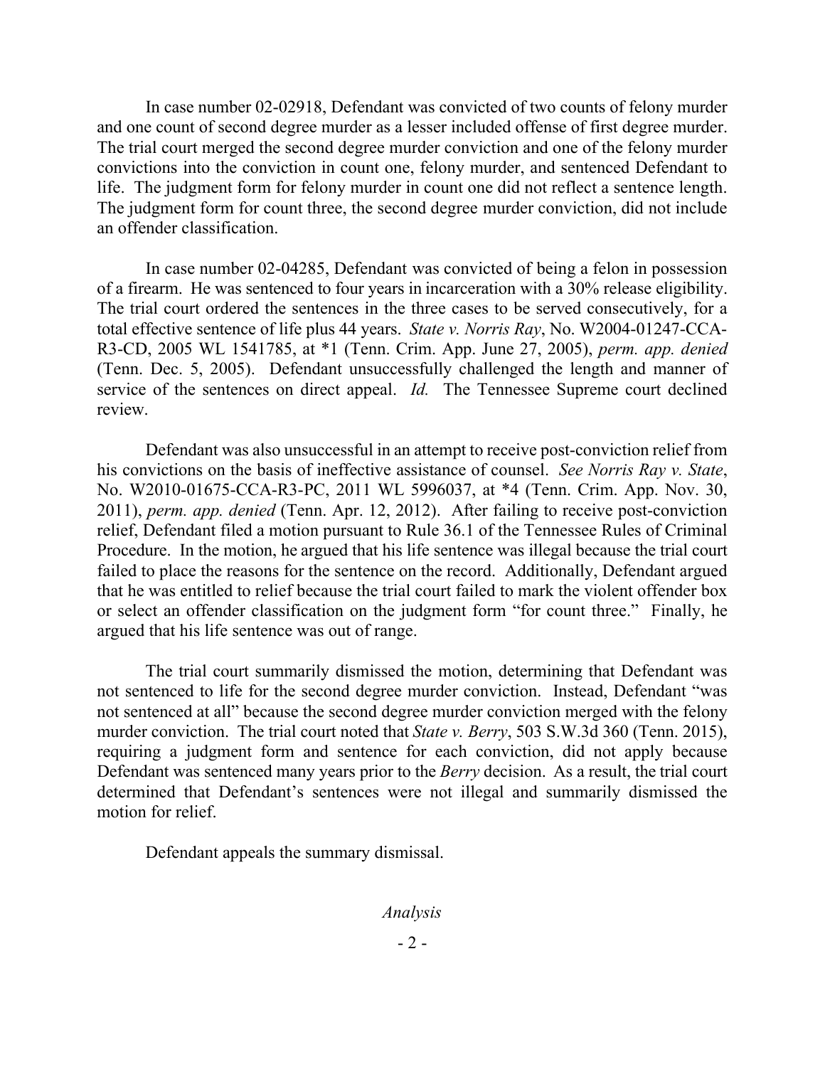In case number 02-02918, Defendant was convicted of two counts of felony murder and one count of second degree murder as a lesser included offense of first degree murder. The trial court merged the second degree murder conviction and one of the felony murder convictions into the conviction in count one, felony murder, and sentenced Defendant to life. The judgment form for felony murder in count one did not reflect a sentence length. The judgment form for count three, the second degree murder conviction, did not include an offender classification.

In case number 02-04285, Defendant was convicted of being a felon in possession of a firearm. He was sentenced to four years in incarceration with a 30% release eligibility. The trial court ordered the sentences in the three cases to be served consecutively, for a total effective sentence of life plus 44 years. *State v. Norris Ray*, No. W2004-01247-CCA-R3-CD, 2005 WL 1541785, at *1 (Tenn. Crim. App. June 27, 2005), *perm. app. denied* (Tenn. Dec. 5, 2005). Defendant unsuccessfully challenged the length and manner of service of the sentences on direct appeal. *Id.* The Tennessee Supreme court declined review.

Defendant was also unsuccessful in an attempt to receive post-conviction relief from his convictions on the basis of ineffective assistance of counsel. *See Norris Ray v. State*, No. W2010-01675-CCA-R3-PC, 2011 WL 5996037, at *4 (Tenn. Crim. App. Nov. 30, 2011), *perm. app. denied* (Tenn. Apr. 12, 2012). After failing to receive post-conviction relief, Defendant filed a motion pursuant to Rule 36.1 of the Tennessee Rules of Criminal Procedure. In the motion, he argued that his life sentence was illegal because the trial court failed to place the reasons for the sentence on the record. Additionally, Defendant argued that he was entitled to relief because the trial court failed to mark the violent offender box or select an offender classification on the judgment form "for count three." Finally, he argued that his life sentence was out of range.

The trial court summarily dismissed the motion, determining that Defendant was not sentenced to life for the second degree murder conviction. Instead, Defendant "was not sentenced at all" because the second degree murder conviction merged with the felony murder conviction. The trial court noted that *State v. Berry*, 503 S.W.3d 360 (Tenn. 2015), requiring a judgment form and sentence for each conviction, did not apply because Defendant was sentenced many years prior to the *Berry* decision. As a result, the trial court determined that Defendant's sentences were not illegal and summarily dismissed the motion for relief.

Defendant appeals the summary dismissal.

*Analysis*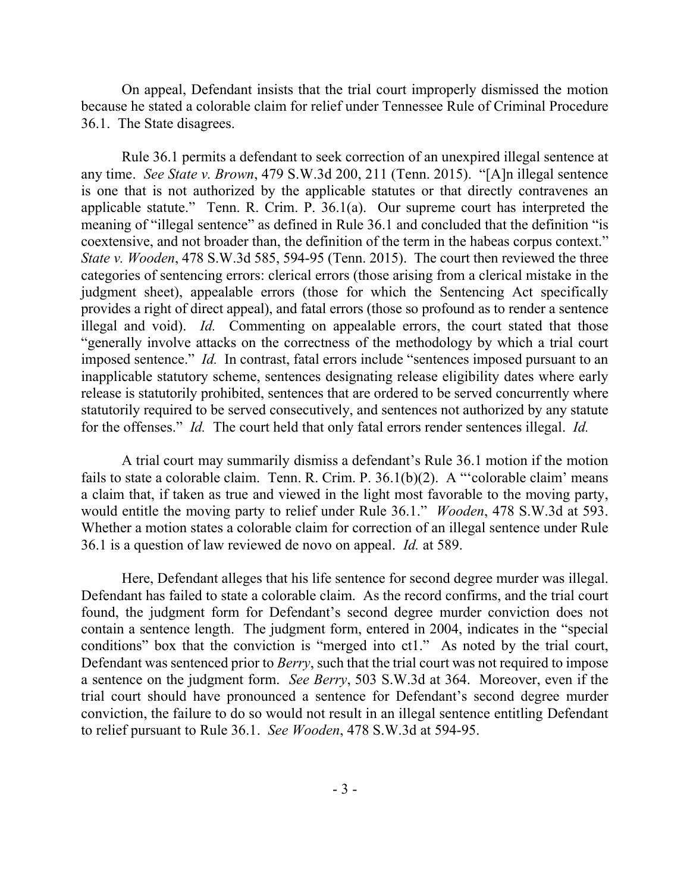On appeal, Defendant insists that the trial court improperly dismissed the motion because he stated a colorable claim for relief under Tennessee Rule of Criminal Procedure 36.1. The State disagrees.

Rule 36.1 permits a defendant to seek correction of an unexpired illegal sentence at any time. *See State v. Brown*, 479 S.W.3d 200, 211 (Tenn. 2015). "[A]n illegal sentence is one that is not authorized by the applicable statutes or that directly contravenes an applicable statute." Tenn. R. Crim. P. 36.1(a). Our supreme court has interpreted the meaning of "illegal sentence" as defined in Rule 36.1 and concluded that the definition "is coextensive, and not broader than, the definition of the term in the habeas corpus context." *State v. Wooden*, 478 S.W.3d 585, 594-95 (Tenn. 2015). The court then reviewed the three categories of sentencing errors: clerical errors (those arising from a clerical mistake in the judgment sheet), appealable errors (those for which the Sentencing Act specifically provides a right of direct appeal), and fatal errors (those so profound as to render a sentence illegal and void). *Id.* Commenting on appealable errors, the court stated that those "generally involve attacks on the correctness of the methodology by which a trial court imposed sentence." *Id.* In contrast, fatal errors include "sentences imposed pursuant to an inapplicable statutory scheme, sentences designating release eligibility dates where early release is statutorily prohibited, sentences that are ordered to be served concurrently where statutorily required to be served consecutively, and sentences not authorized by any statute for the offenses." *Id.* The court held that only fatal errors render sentences illegal. *Id.*

A trial court may summarily dismiss a defendant's Rule 36.1 motion if the motion fails to state a colorable claim. Tenn. R. Crim. P. 36.1(b)(2). A "'colorable claim' means a claim that, if taken as true and viewed in the light most favorable to the moving party, would entitle the moving party to relief under Rule 36.1." *Wooden*, 478 S.W.3d at 593. Whether a motion states a colorable claim for correction of an illegal sentence under Rule 36.1 is a question of law reviewed de novo on appeal. *Id.* at 589.

Here, Defendant alleges that his life sentence for second degree murder was illegal. Defendant has failed to state a colorable claim. As the record confirms, and the trial court found, the judgment form for Defendant's second degree murder conviction does not contain a sentence length. The judgment form, entered in 2004, indicates in the "special conditions" box that the conviction is "merged into ct1." As noted by the trial court, Defendant was sentenced prior to *Berry*, such that the trial court was not required to impose a sentence on the judgment form. *See Berry*, 503 S.W.3d at 364. Moreover, even if the trial court should have pronounced a sentence for Defendant's second degree murder conviction, the failure to do so would not result in an illegal sentence entitling Defendant to relief pursuant to Rule 36.1. *See Wooden*, 478 S.W.3d at 594-95.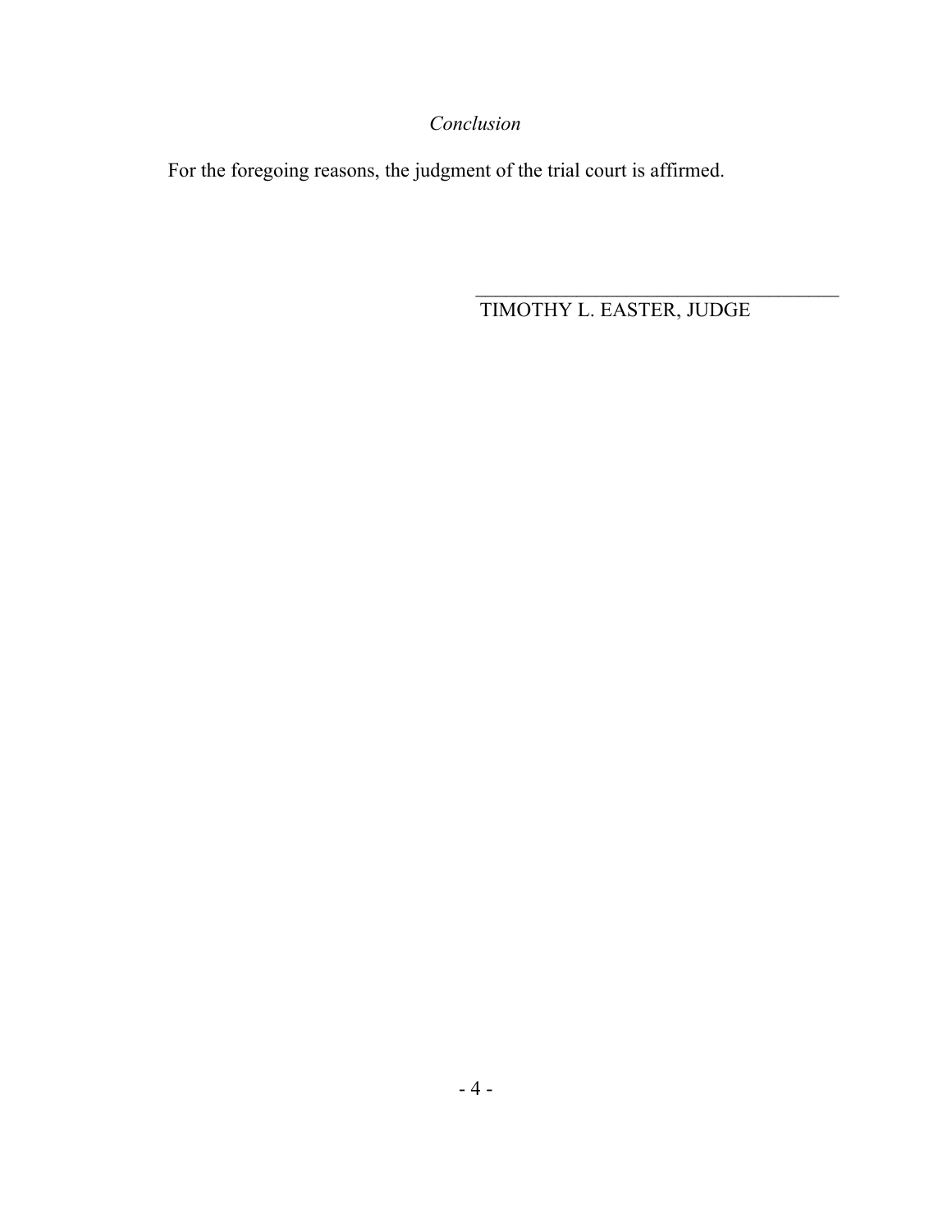*Conclusion*

For the foregoing reasons, the judgment of the trial court is affirmed.

\_\_\_\_\_\_\_\_\_\_\_\_\_\_\_\_\_\_\_\_\_\_\_\_\_\_\_\_\_\_\_\_\_\_\_\_\_\_

TIMOTHY L. EASTER, JUDGE